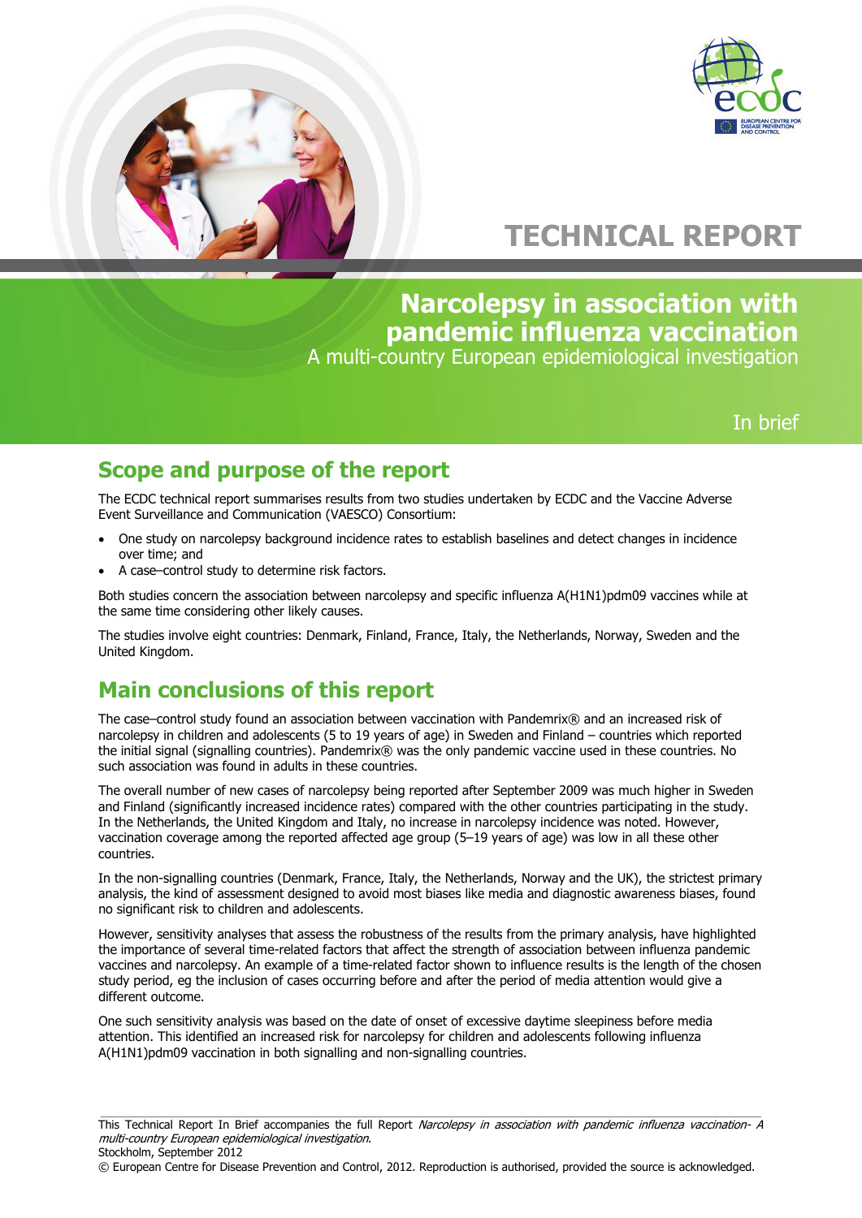# TECHNICAL REPORT

# Narcolepsy in association with pandemic influenza vaccination

A multi-country European epidemiological investigation

In brief

## Scope and purpose of the report

The ECDC technical report summarises results from two studies undertaken by ECDC and the Vaccine Adverse Event Surveillance and Communication (VAESCO) Consortium:

- One study on narcolepsy background incidence rates to establish baselines and detect changes in incidence over time; and
- A case–control study to determine risk factors.

Both studies concern the association between narcolepsy and specific influenza A(H1N1)pdm09 vaccines while at the same time considering other likely causes.

The studies involve eight countries: Denmark, Finland, France, Italy, the Netherlands, Norway, Sweden and the United Kingdom.

## Main conclusions of this report

The case–control study found an association between vaccination with Pandemrix® and an increased risk of narcolepsy in children and adolescents (5 to 19 years of age) in Sweden and Finland – countries which reported the initial signal (signalling countries). Pandemrix® was the only pandemic vaccine used in these countries. No such association was found in adults in these countries.

The overall number of new cases of narcolepsy being reported after September 2009 was much higher in Sweden and Finland (significantly increased incidence rates) compared with the other countries participating in the study. In the Netherlands, the United Kingdom and Italy, no increase in narcolepsy incidence was noted. However, vaccination coverage among the reported affected age group (5–19 years of age) was low in all these other countries.

In the non-signalling countries (Denmark, France, Italy, the Netherlands, Norway and the UK), the strictest primary analysis, the kind of assessment designed to avoid most biases like media and diagnostic awareness biases, found no significant risk to children and adolescents.

However, sensitivity analyses that assess the robustness of the results from the primary analysis, have highlighted the importance of several time-related factors that affect the strength of association between influenza pandemic vaccines and narcolepsy. An example of a time-related factor shown to influence results is the length of the chosen study period, eg the inclusion of cases occurring before and after the period of media attention would give a different outcome.

One such sensitivity analysis was based on the date of onset of excessive daytime sleepiness before media attention. This identified an increased risk for narcolepsy for children and adolescents following influenza A(H1N1)pdm09 vaccination in both signalling and non-signalling countries.

This Technical Report In Brief accompanies the full Report *Narcolepsy in association with pandemic influenza vaccination- A multi-country European epidemiological investigation*.
Stockholm, September 2012
© European Centre for Disease Prevention and Control, 2012. Reproduction is authorised, provided the source is acknowledged.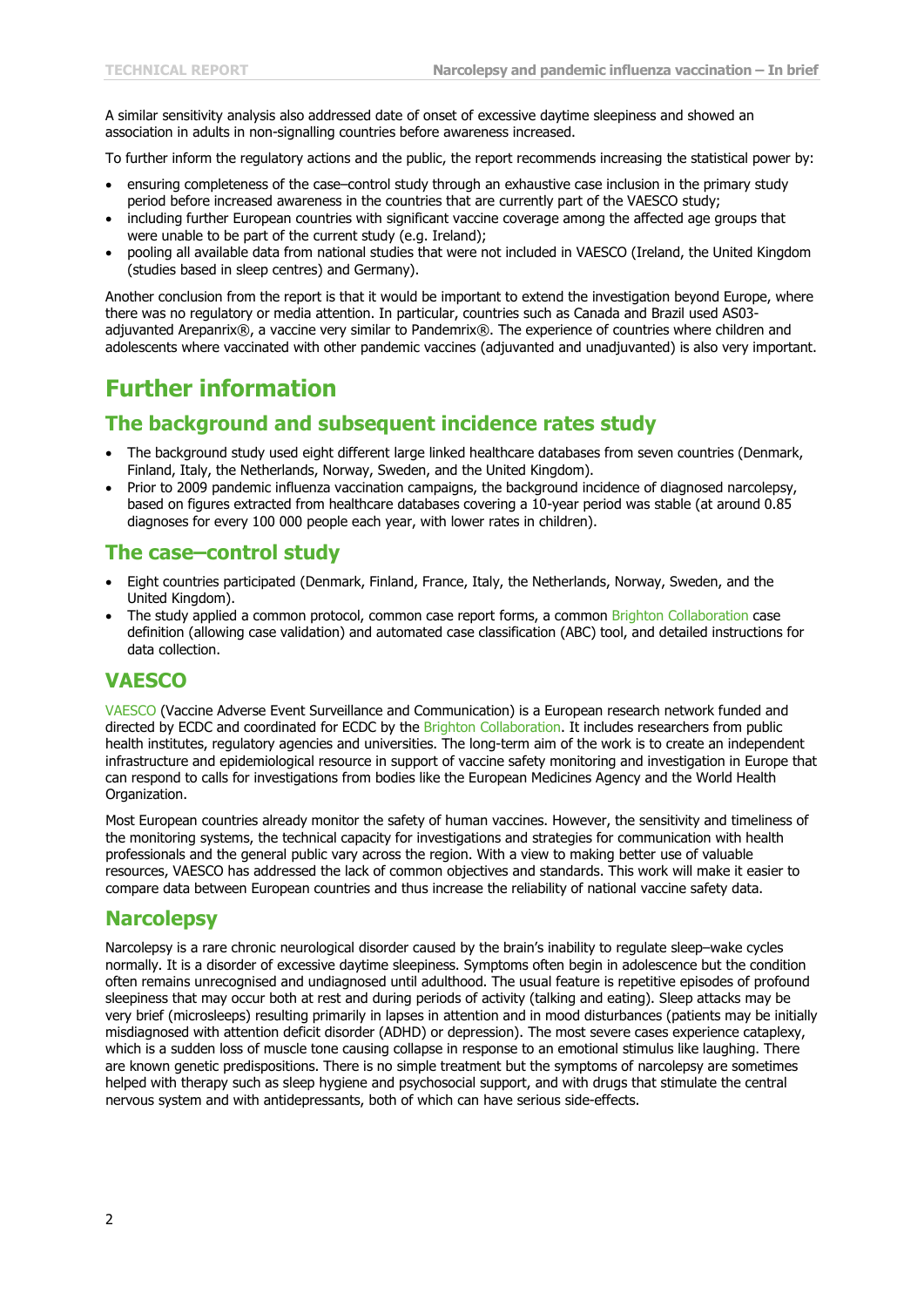A similar sensitivity analysis also addressed date of onset of excessive daytime sleepiness and showed an association in adults in non-signalling countries before awareness increased.

To further inform the regulatory actions and the public, the report recommends increasing the statistical power by:

- ensuring completeness of the case–control study through an exhaustive case inclusion in the primary study period before increased awareness in the countries that are currently part of the VAESCO study;
- including further European countries with significant vaccine coverage among the affected age groups that were unable to be part of the current study (e.g. Ireland);
- pooling all available data from national studies that were not included in VAESCO (Ireland, the United Kingdom (studies based in sleep centres) and Germany).

Another conclusion from the report is that it would be important to extend the investigation beyond Europe, where there was no regulatory or media attention. In particular, countries such as Canada and Brazil used AS03-adjuvanted Arepanrix®, a vaccine very similar to Pandemrix®. The experience of countries where children and adolescents where vaccinated with other pandemic vaccines (adjuvanted and unadjuvanted) is also very important.

# Further information

## The background and subsequent incidence rates study

- The background study used eight different large linked healthcare databases from seven countries (Denmark, Finland, Italy, the Netherlands, Norway, Sweden, and the United Kingdom).
- Prior to 2009 pandemic influenza vaccination campaigns, the background incidence of diagnosed narcolepsy, based on figures extracted from healthcare databases covering a 10-year period was stable (at around 0.85 diagnoses for every 100 000 people each year, with lower rates in children).

## The case–control study

- Eight countries participated (Denmark, Finland, France, Italy, the Netherlands, Norway, Sweden, and the United Kingdom).
- The study applied a common protocol, common case report forms, a common Brighton Collaboration case definition (allowing case validation) and automated case classification (ABC) tool, and detailed instructions for data collection.

## VAESCO

VAESCO (Vaccine Adverse Event Surveillance and Communication) is a European research network funded and directed by ECDC and coordinated for ECDC by the Brighton Collaboration. It includes researchers from public health institutes, regulatory agencies and universities. The long-term aim of the work is to create an independent infrastructure and epidemiological resource in support of vaccine safety monitoring and investigation in Europe that can respond to calls for investigations from bodies like the European Medicines Agency and the World Health Organization.

Most European countries already monitor the safety of human vaccines. However, the sensitivity and timeliness of the monitoring systems, the technical capacity for investigations and strategies for communication with health professionals and the general public vary across the region. With a view to making better use of valuable resources, VAESCO has addressed the lack of common objectives and standards. This work will make it easier to compare data between European countries and thus increase the reliability of national vaccine safety data.

## Narcolepsy

Narcolepsy is a rare chronic neurological disorder caused by the brain's inability to regulate sleep–wake cycles normally. It is a disorder of excessive daytime sleepiness. Symptoms often begin in adolescence but the condition often remains unrecognised and undiagnosed until adulthood. The usual feature is repetitive episodes of profound sleepiness that may occur both at rest and during periods of activity (talking and eating). Sleep attacks may be very brief (microsleeps) resulting primarily in lapses in attention and in mood disturbances (patients may be initially misdiagnosed with attention deficit disorder (ADHD) or depression). The most severe cases experience cataplexy, which is a sudden loss of muscle tone causing collapse in response to an emotional stimulus like laughing. There are known genetic predispositions. There is no simple treatment but the symptoms of narcolepsy are sometimes helped with therapy such as sleep hygiene and psychosocial support, and with drugs that stimulate the central nervous system and with antidepressants, both of which can have serious side-effects.